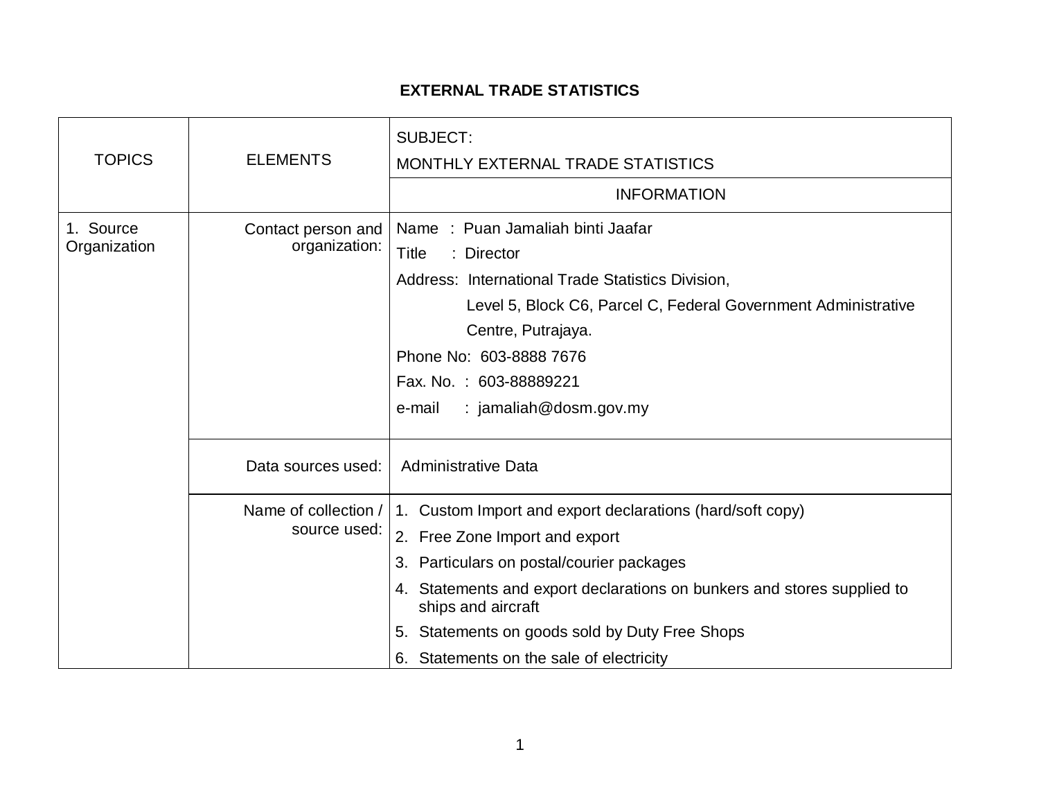# EXTERNAL TRADE STATISTICS

| TOPICS | ELEMENTS | SUBJECT:<br>MONTHLY EXTERNAL TRADE STATISTICS |
|---|---|---|
| | | INFORMATION |
| 1. Source Organization | Contact person and organization: | Name : Puan Jamaliah binti Jaafar<br>Title : Director<br>Address: International Trade Statistics Division, Level 5, Block C6, Parcel C, Federal Government Administrative Centre, Putrajaya.<br>Phone No: 603-8888 7676<br>Fax. No. : 603-88889221<br>e-mail : jamaliah@dosm.gov.my |
| | Data sources used: | Administrative Data |
| | Name of collection / source used: | 1. Custom Import and export declarations (hard/soft copy)<br>2. Free Zone Import and export<br>3. Particulars on postal/courier packages<br>4. Statements and export declarations on bunkers and stores supplied to ships and aircraft<br>5. Statements on goods sold by Duty Free Shops<br>6. Statements on the sale of electricity |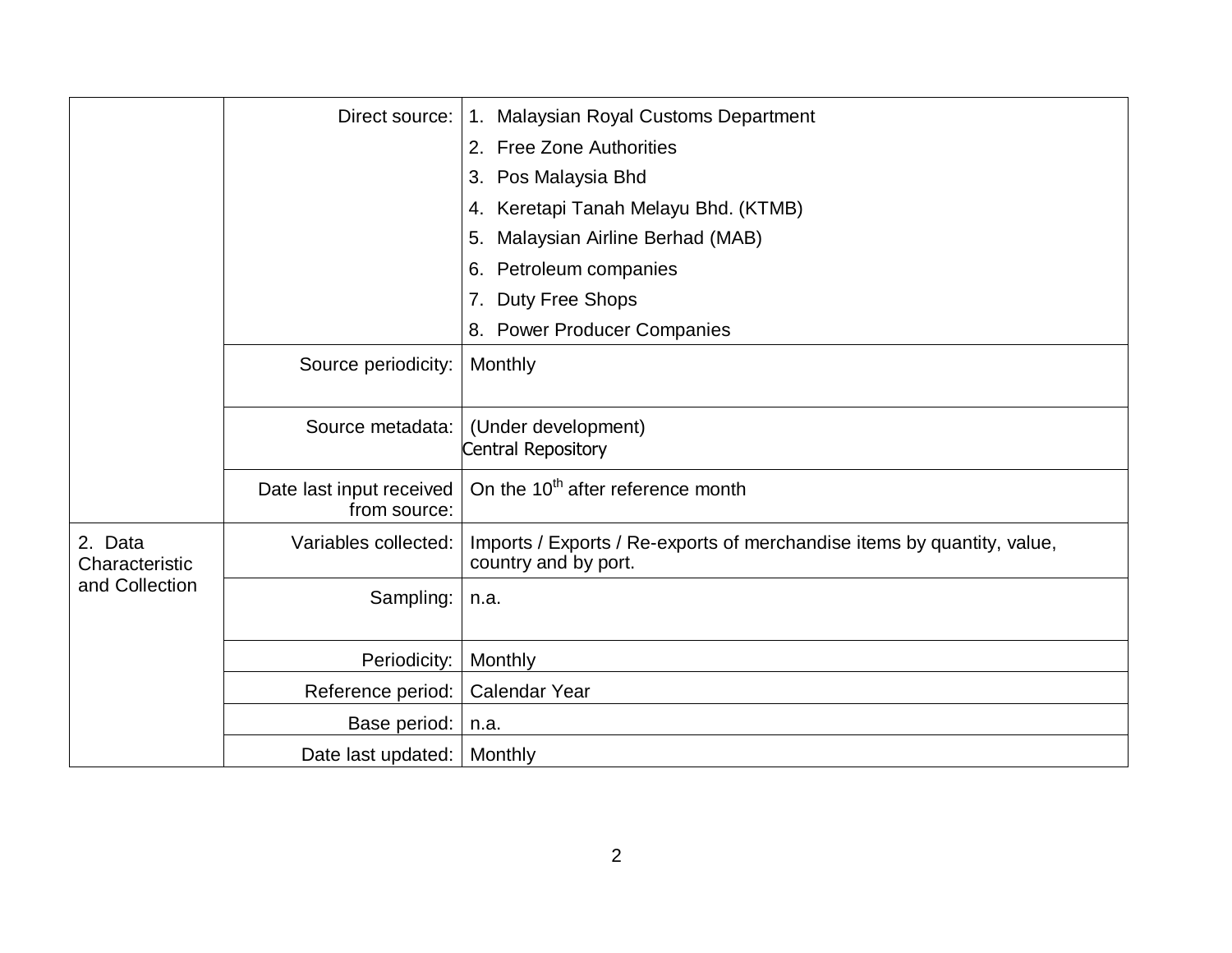| | | |
|---|---|---|
| | Direct source: | 1. Malaysian Royal Customs Department<br>2. Free Zone Authorities<br>3. Pos Malaysia Bhd<br>4. Keretapi Tanah Melayu Bhd. (KTMB)<br>5. Malaysian Airline Berhad (MAB)<br>6. Petroleum companies<br>7. Duty Free Shops<br>8. Power Producer Companies |
| | Source periodicity: | Monthly |
| | Source metadata: | (Under development)<br>Central Repository |
| | Date last input received from source: | On the 10th after reference month |
| 2. Data Characteristic and Collection | Variables collected: | Imports / Exports / Re-exports of merchandise items by quantity, value, country and by port. |
| | Sampling: | n.a. |
| | Periodicity: | Monthly |
| | Reference period: | Calendar Year |
| | Base period: | n.a. |
| | Date last updated: | Monthly |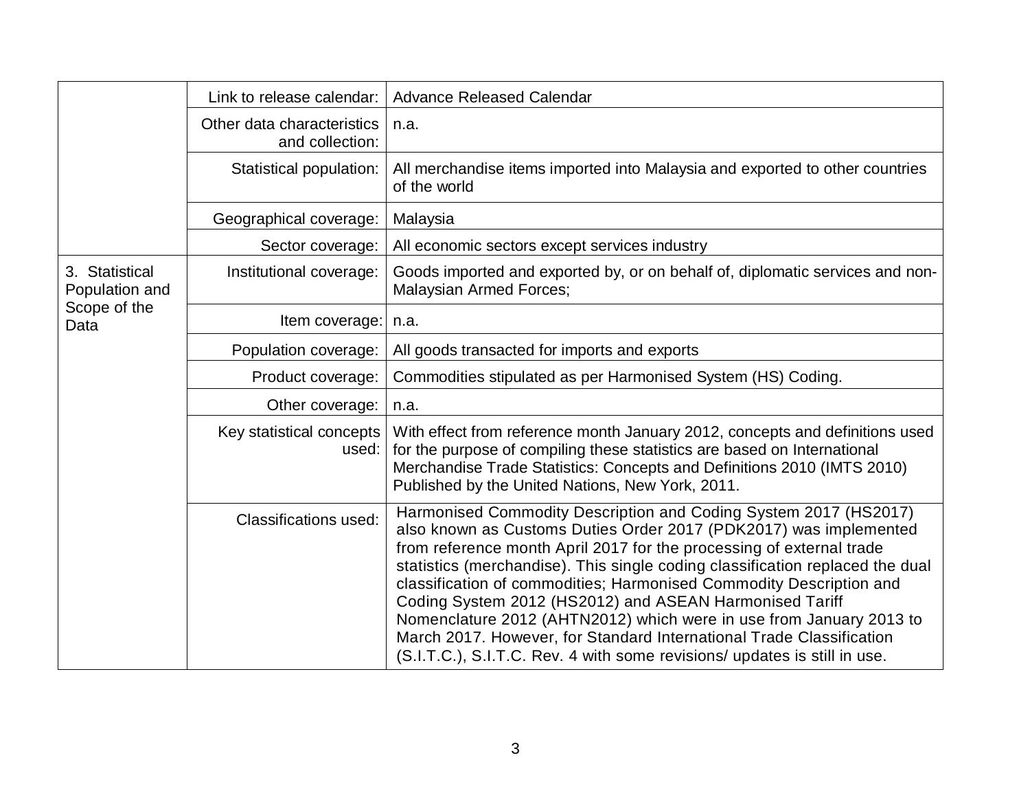| | | |
|---|---|---|
| | Link to release calendar: | Advance Released Calendar |
| | Other data characteristics and collection: | n.a. |
| | Statistical population: | All merchandise items imported into Malaysia and exported to other countries of the world |
| | Geographical coverage: | Malaysia |
| | Sector coverage: | All economic sectors except services industry |
| 3. Statistical Population and Scope of the Data | Institutional coverage: | Goods imported and exported by, or on behalf of, diplomatic services and non-Malaysian Armed Forces; |
| | Item coverage: | n.a. |
| | Population coverage: | All goods transacted for imports and exports |
| | Product coverage: | Commodities stipulated as per Harmonised System (HS) Coding. |
| | Other coverage: | n.a. |
| | Key statistical concepts used: | With effect from reference month January 2012, concepts and definitions used for the purpose of compiling these statistics are based on International Merchandise Trade Statistics: Concepts and Definitions 2010 (IMTS 2010) Published by the United Nations, New York, 2011. |
| | Classifications used: | Harmonised Commodity Description and Coding System 2017 (HS2017) also known as Customs Duties Order 2017 (PDK2017) was implemented from reference month April 2017 for the processing of external trade statistics (merchandise). This single coding classification replaced the dual classification of commodities; Harmonised Commodity Description and Coding System 2012 (HS2012) and ASEAN Harmonised Tariff Nomenclature 2012 (AHTN2012) which were in use from January 2013 to March 2017. However, for Standard International Trade Classification (S.I.T.C.), S.I.T.C. Rev. 4 with some revisions/ updates is still in use. |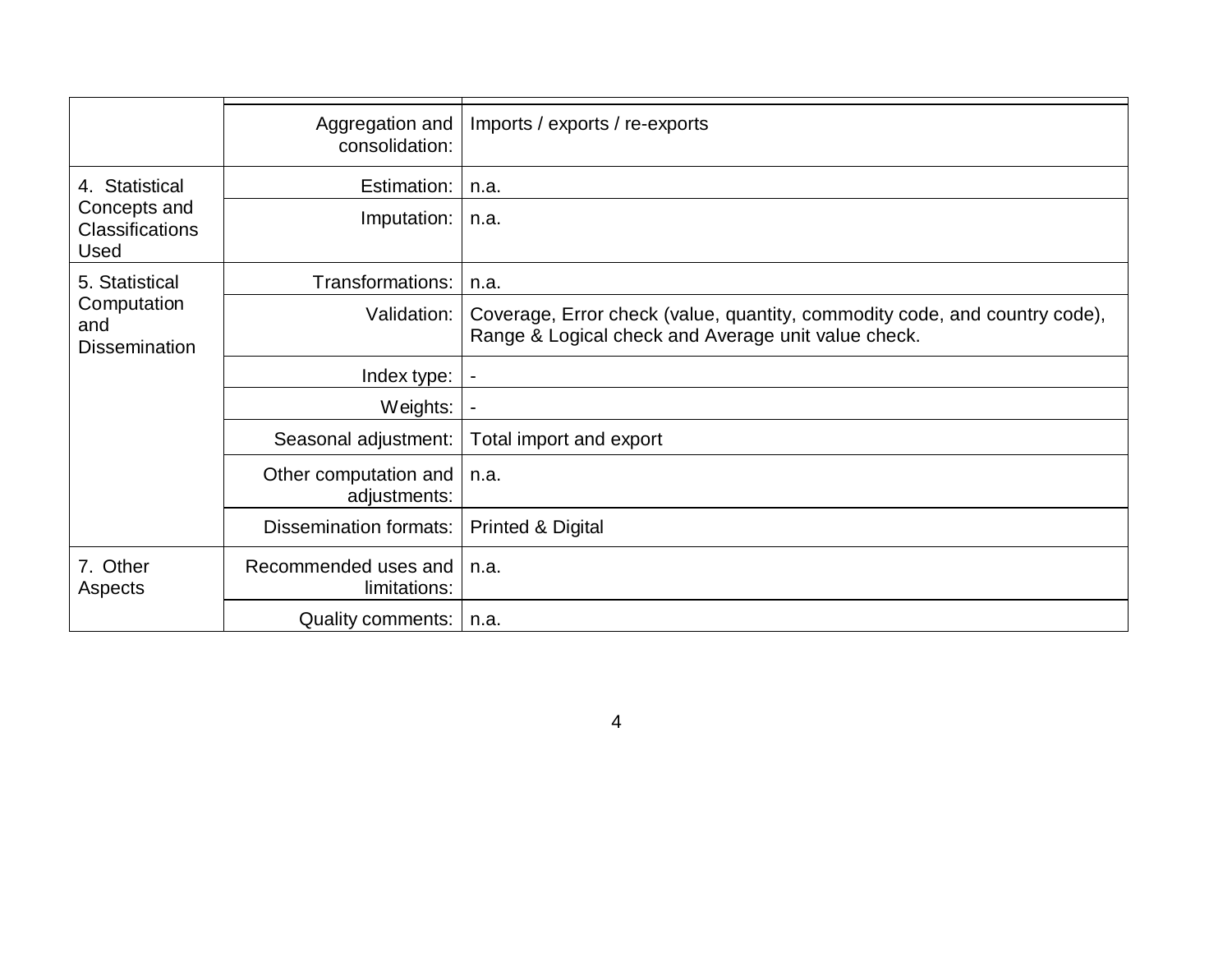| | | |
|---|---|---|
| | Aggregation and consolidation: | Imports / exports / re-exports |
| 4. Statistical Concepts and Classifications Used | Estimation: | n.a. |
| | Imputation: | n.a. |
| 5. Statistical Computation and Dissemination | Transformations: | n.a. |
| | Validation: | Coverage, Error check (value, quantity, commodity code, and country code), Range & Logical check and Average unit value check. |
| | Index type: | - |
| | Weights: | - |
| | Seasonal adjustment: | Total import and export |
| | Other computation and adjustments: | n.a. |
| | Dissemination formats: | Printed & Digital |
| 7. Other Aspects | Recommended uses and limitations: | n.a. |
| | Quality comments: | n.a. |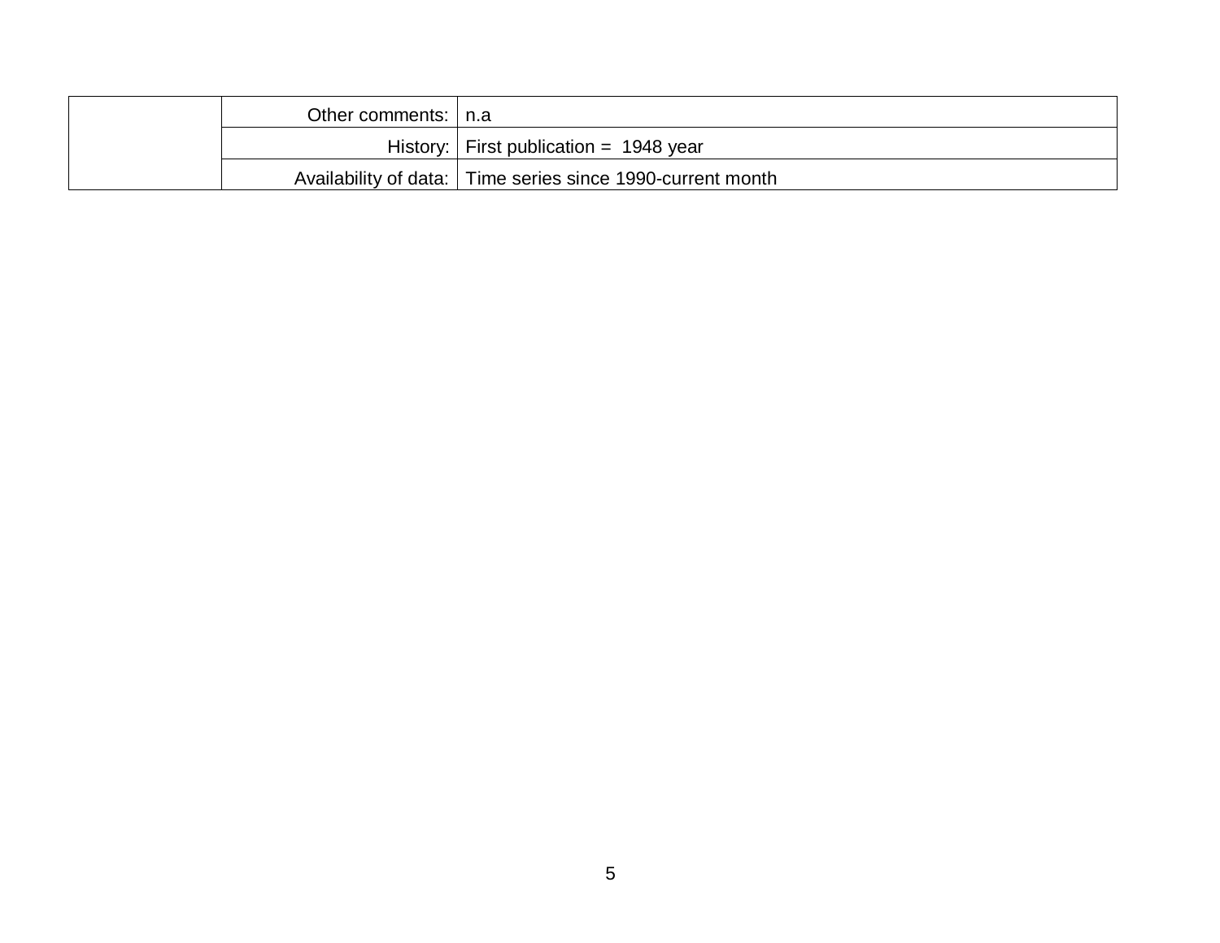| | | |
|---|---|---|
| | Other comments: | n.a |
| | History: | First publication = 1948 year |
| | Availability of data: | Time series since 1990-current month |